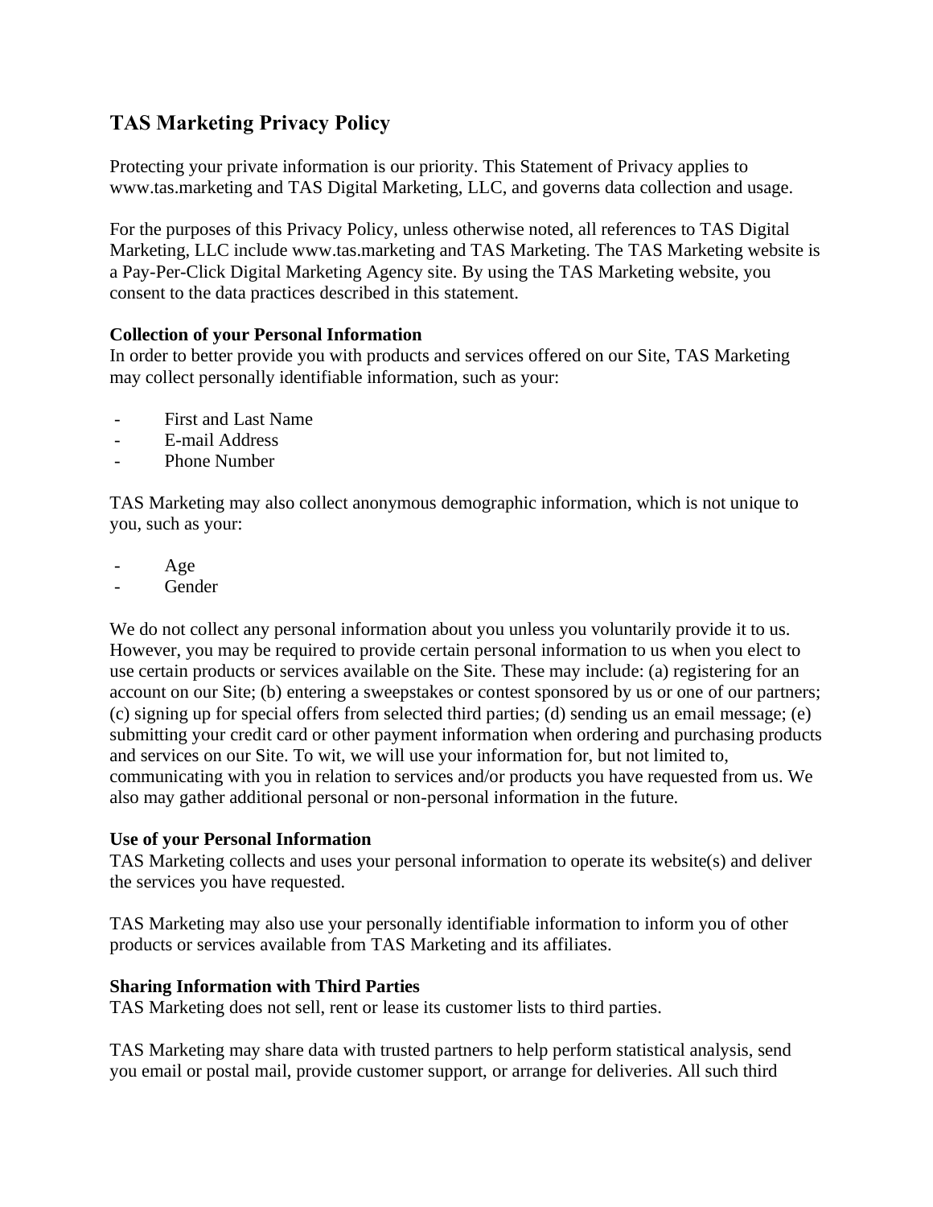# TAS Marketing Privacy Policy

Protecting your private information is our priority. This Statement of Privacy applies to www.tas.marketing and TAS Digital Marketing, LLC, and governs data collection and usage.

For the purposes of this Privacy Policy, unless otherwise noted, all references to TAS Digital Marketing, LLC include www.tas.marketing and TAS Marketing. The TAS Marketing website is a Pay-Per-Click Digital Marketing Agency site. By using the TAS Marketing website, you consent to the data practices described in this statement.

**Collection of your Personal Information**
In order to better provide you with products and services offered on our Site, TAS Marketing may collect personally identifiable information, such as your:

- First and Last Name
- E-mail Address
- Phone Number

TAS Marketing may also collect anonymous demographic information, which is not unique to you, such as your:

- Age
- Gender

We do not collect any personal information about you unless you voluntarily provide it to us. However, you may be required to provide certain personal information to us when you elect to use certain products or services available on the Site. These may include: (a) registering for an account on our Site; (b) entering a sweepstakes or contest sponsored by us or one of our partners; (c) signing up for special offers from selected third parties; (d) sending us an email message; (e) submitting your credit card or other payment information when ordering and purchasing products and services on our Site. To wit, we will use your information for, but not limited to, communicating with you in relation to services and/or products you have requested from us. We also may gather additional personal or non-personal information in the future.

**Use of your Personal Information**
TAS Marketing collects and uses your personal information to operate its website(s) and deliver the services you have requested.

TAS Marketing may also use your personally identifiable information to inform you of other products or services available from TAS Marketing and its affiliates.

**Sharing Information with Third Parties**
TAS Marketing does not sell, rent or lease its customer lists to third parties.

TAS Marketing may share data with trusted partners to help perform statistical analysis, send you email or postal mail, provide customer support, or arrange for deliveries. All such third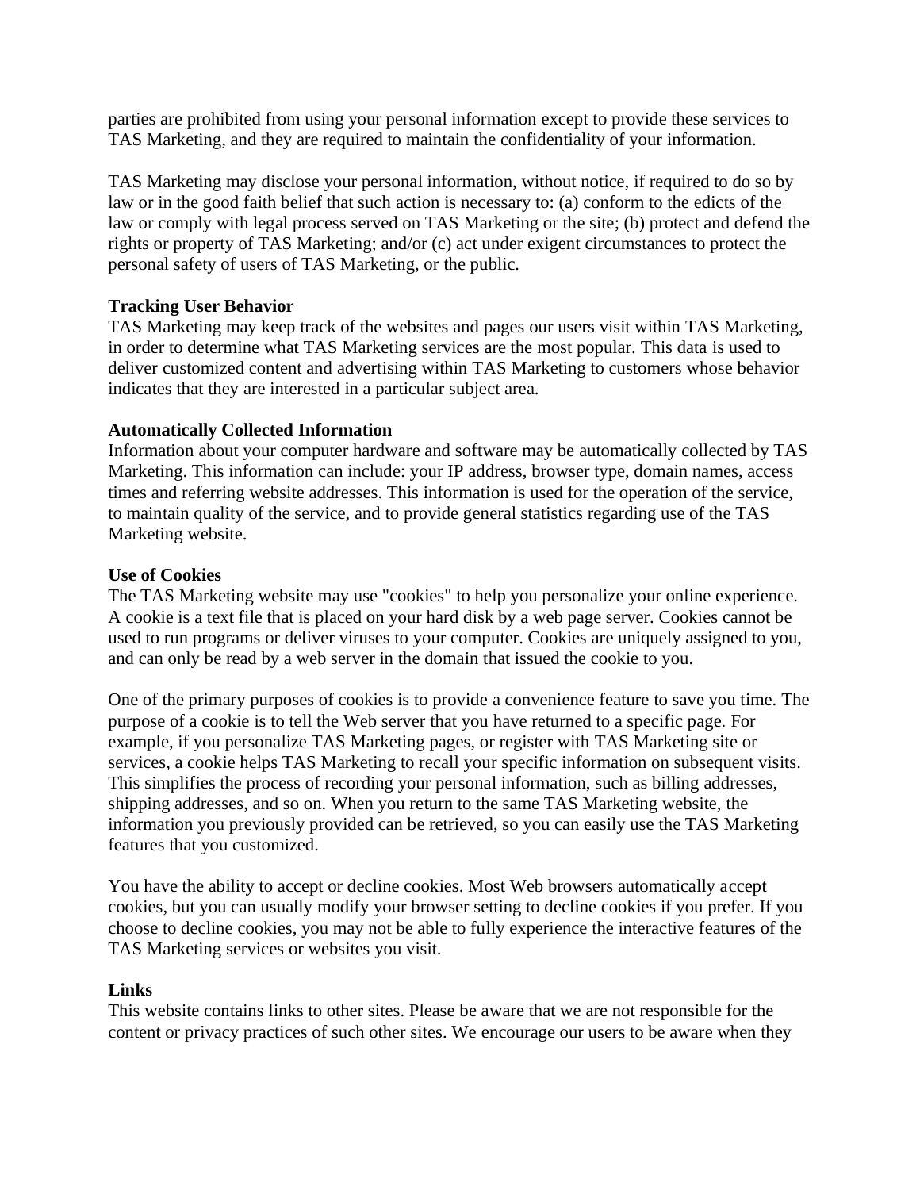parties are prohibited from using your personal information except to provide these services to TAS Marketing, and they are required to maintain the confidentiality of your information.

TAS Marketing may disclose your personal information, without notice, if required to do so by law or in the good faith belief that such action is necessary to: (a) conform to the edicts of the law or comply with legal process served on TAS Marketing or the site; (b) protect and defend the rights or property of TAS Marketing; and/or (c) act under exigent circumstances to protect the personal safety of users of TAS Marketing, or the public.

**Tracking User Behavior**
TAS Marketing may keep track of the websites and pages our users visit within TAS Marketing, in order to determine what TAS Marketing services are the most popular. This data is used to deliver customized content and advertising within TAS Marketing to customers whose behavior indicates that they are interested in a particular subject area.

**Automatically Collected Information**
Information about your computer hardware and software may be automatically collected by TAS Marketing. This information can include: your IP address, browser type, domain names, access times and referring website addresses. This information is used for the operation of the service, to maintain quality of the service, and to provide general statistics regarding use of the TAS Marketing website.

**Use of Cookies**
The TAS Marketing website may use "cookies" to help you personalize your online experience. A cookie is a text file that is placed on your hard disk by a web page server. Cookies cannot be used to run programs or deliver viruses to your computer. Cookies are uniquely assigned to you, and can only be read by a web server in the domain that issued the cookie to you.

One of the primary purposes of cookies is to provide a convenience feature to save you time. The purpose of a cookie is to tell the Web server that you have returned to a specific page. For example, if you personalize TAS Marketing pages, or register with TAS Marketing site or services, a cookie helps TAS Marketing to recall your specific information on subsequent visits. This simplifies the process of recording your personal information, such as billing addresses, shipping addresses, and so on. When you return to the same TAS Marketing website, the information you previously provided can be retrieved, so you can easily use the TAS Marketing features that you customized.

You have the ability to accept or decline cookies. Most Web browsers automatically accept cookies, but you can usually modify your browser setting to decline cookies if you prefer. If you choose to decline cookies, you may not be able to fully experience the interactive features of the TAS Marketing services or websites you visit.

**Links**
This website contains links to other sites. Please be aware that we are not responsible for the content or privacy practices of such other sites. We encourage our users to be aware when they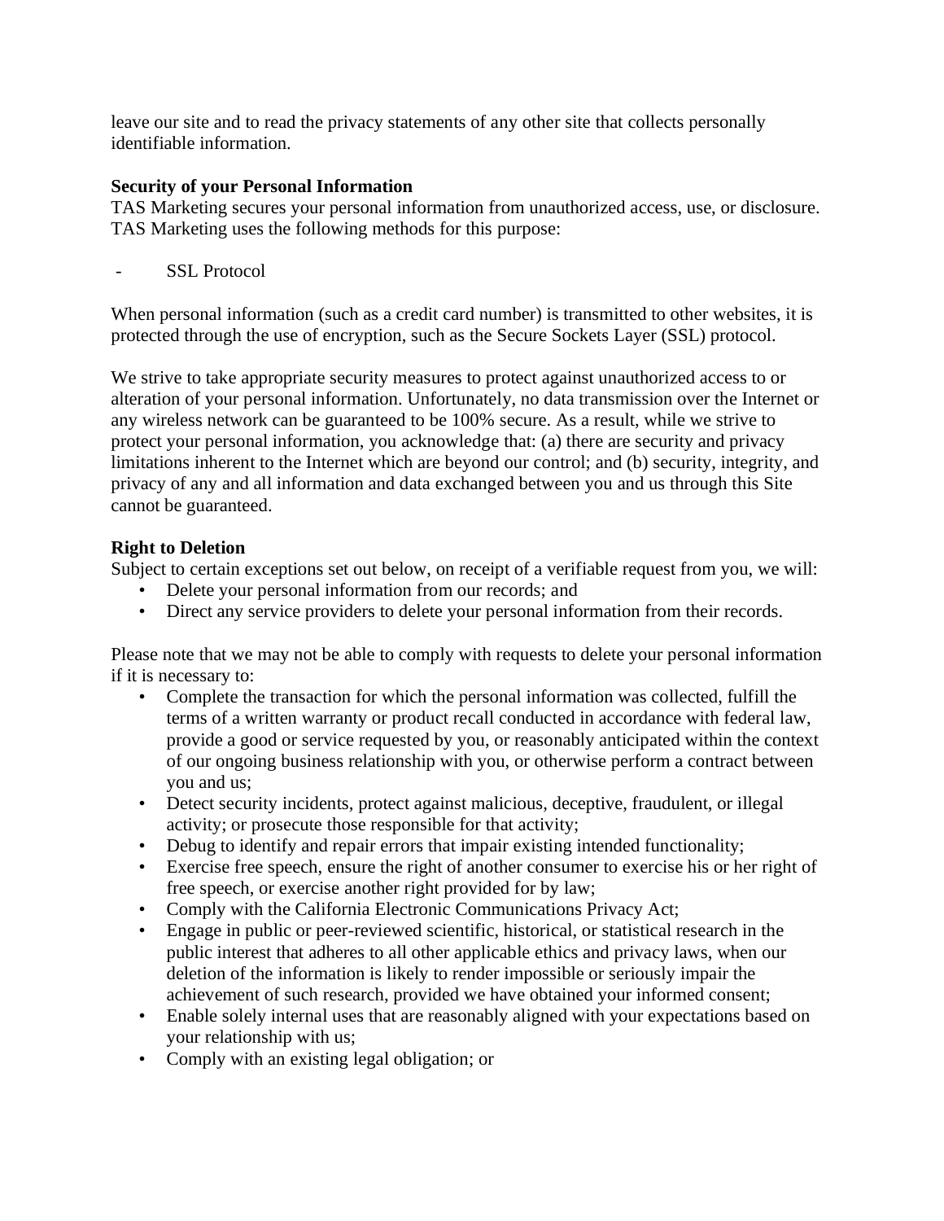leave our site and to read the privacy statements of any other site that collects personally identifiable information.

**Security of your Personal Information**
TAS Marketing secures your personal information from unauthorized access, use, or disclosure. TAS Marketing uses the following methods for this purpose:

- SSL Protocol

When personal information (such as a credit card number) is transmitted to other websites, it is protected through the use of encryption, such as the Secure Sockets Layer (SSL) protocol.

We strive to take appropriate security measures to protect against unauthorized access to or alteration of your personal information. Unfortunately, no data transmission over the Internet or any wireless network can be guaranteed to be 100% secure. As a result, while we strive to protect your personal information, you acknowledge that: (a) there are security and privacy limitations inherent to the Internet which are beyond our control; and (b) security, integrity, and privacy of any and all information and data exchanged between you and us through this Site cannot be guaranteed.

**Right to Deletion**
Subject to certain exceptions set out below, on receipt of a verifiable request from you, we will:

- Delete your personal information from our records; and
- Direct any service providers to delete your personal information from their records.

Please note that we may not be able to comply with requests to delete your personal information if it is necessary to:

- Complete the transaction for which the personal information was collected, fulfill the terms of a written warranty or product recall conducted in accordance with federal law, provide a good or service requested by you, or reasonably anticipated within the context of our ongoing business relationship with you, or otherwise perform a contract between you and us;
- Detect security incidents, protect against malicious, deceptive, fraudulent, or illegal activity; or prosecute those responsible for that activity;
- Debug to identify and repair errors that impair existing intended functionality;
- Exercise free speech, ensure the right of another consumer to exercise his or her right of free speech, or exercise another right provided for by law;
- Comply with the California Electronic Communications Privacy Act;
- Engage in public or peer-reviewed scientific, historical, or statistical research in the public interest that adheres to all other applicable ethics and privacy laws, when our deletion of the information is likely to render impossible or seriously impair the achievement of such research, provided we have obtained your informed consent;
- Enable solely internal uses that are reasonably aligned with your expectations based on your relationship with us;
- Comply with an existing legal obligation; or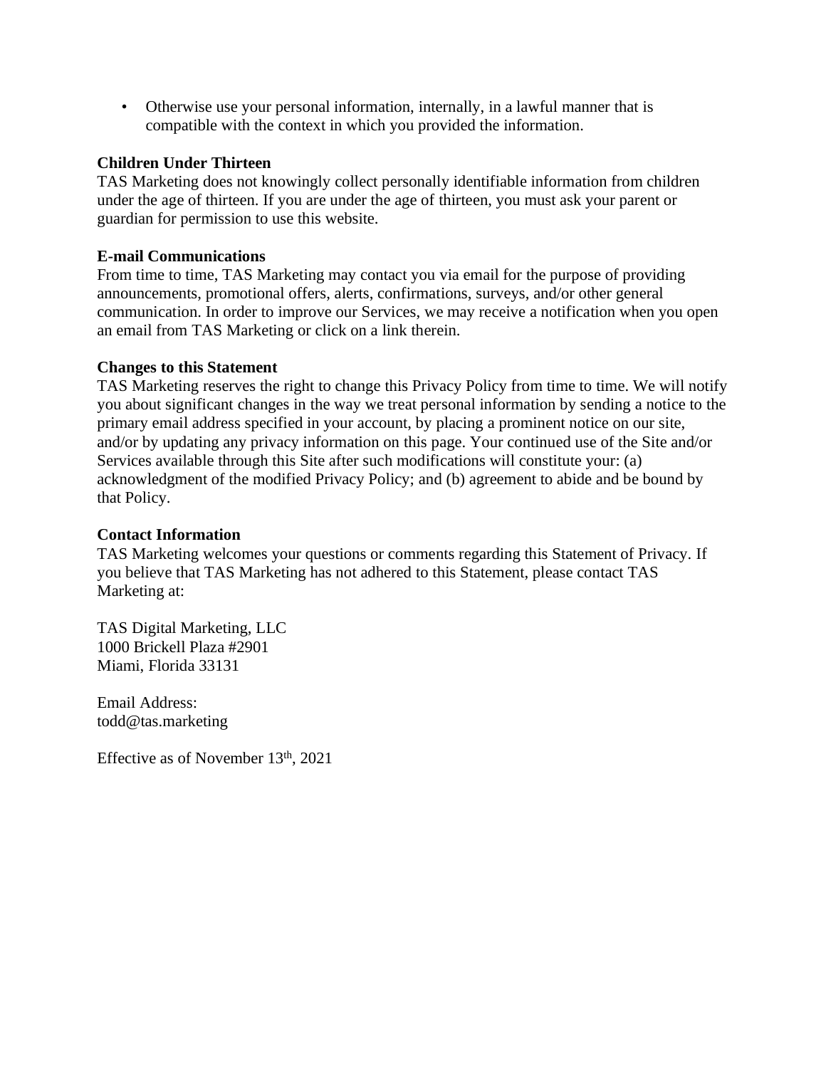- Otherwise use your personal information, internally, in a lawful manner that is compatible with the context in which you provided the information.

**Children Under Thirteen**

TAS Marketing does not knowingly collect personally identifiable information from children under the age of thirteen. If you are under the age of thirteen, you must ask your parent or guardian for permission to use this website.

**E-mail Communications**

From time to time, TAS Marketing may contact you via email for the purpose of providing announcements, promotional offers, alerts, confirmations, surveys, and/or other general communication. In order to improve our Services, we may receive a notification when you open an email from TAS Marketing or click on a link therein.

**Changes to this Statement**

TAS Marketing reserves the right to change this Privacy Policy from time to time. We will notify you about significant changes in the way we treat personal information by sending a notice to the primary email address specified in your account, by placing a prominent notice on our site, and/or by updating any privacy information on this page. Your continued use of the Site and/or Services available through this Site after such modifications will constitute your: (a) acknowledgment of the modified Privacy Policy; and (b) agreement to abide and be bound by that Policy.

**Contact Information**

TAS Marketing welcomes your questions or comments regarding this Statement of Privacy. If you believe that TAS Marketing has not adhered to this Statement, please contact TAS Marketing at:

TAS Digital Marketing, LLC
1000 Brickell Plaza #2901
Miami, Florida 33131

Email Address:
todd@tas.marketing

Effective as of November 13th, 2021